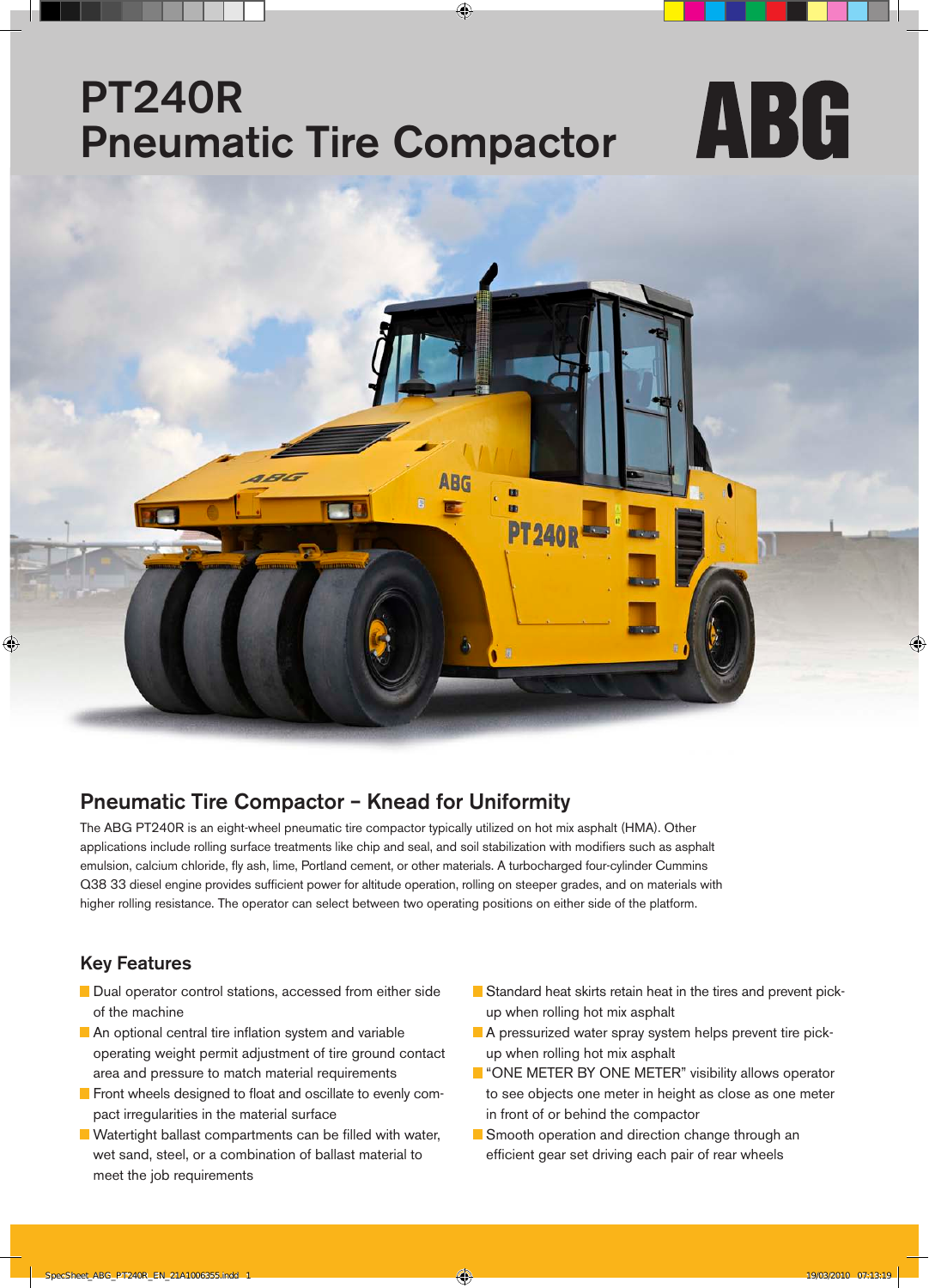# PT240R Pneumatic Tire Compactor

ABG

## Pneumatic Tire Compactor – Knead for Uniformity

The ABG PT240R is an eight-wheel pneumatic tire compactor typically utilized on hot mix asphalt (HMA). Other applications include rolling surface treatments like chip and seal, and soil stabilization with modifiers such as asphalt emulsion, calcium chloride, fly ash, lime, Portland cement, or other materials. A turbocharged four-cylinder Cummins Q38 33 diesel engine provides sufficient power for altitude operation, rolling on steeper grades, and on materials with higher rolling resistance. The operator can select between two operating positions on either side of the platform.

## Key Features

- Dual operator control stations, accessed from either side of the machine
- An optional central tire inflation system and variable operating weight permit adjustment of tire ground contact area and pressure to match material requirements
- Front wheels designed to float and oscillate to evenly compact irregularities in the material surface
- Watertight ballast compartments can be filled with water, wet sand, steel, or a combination of ballast material to meet the job requirements
- Standard heat skirts retain heat in the tires and prevent pick-up when rolling hot mix asphalt
- A pressurized water spray system helps prevent tire pick-up when rolling hot mix asphalt
- "ONE METER BY ONE METER" visibility allows operator to see objects one meter in height as close as one meter in front of or behind the compactor
- Smooth operation and direction change through an efficient gear set driving each pair of rear wheels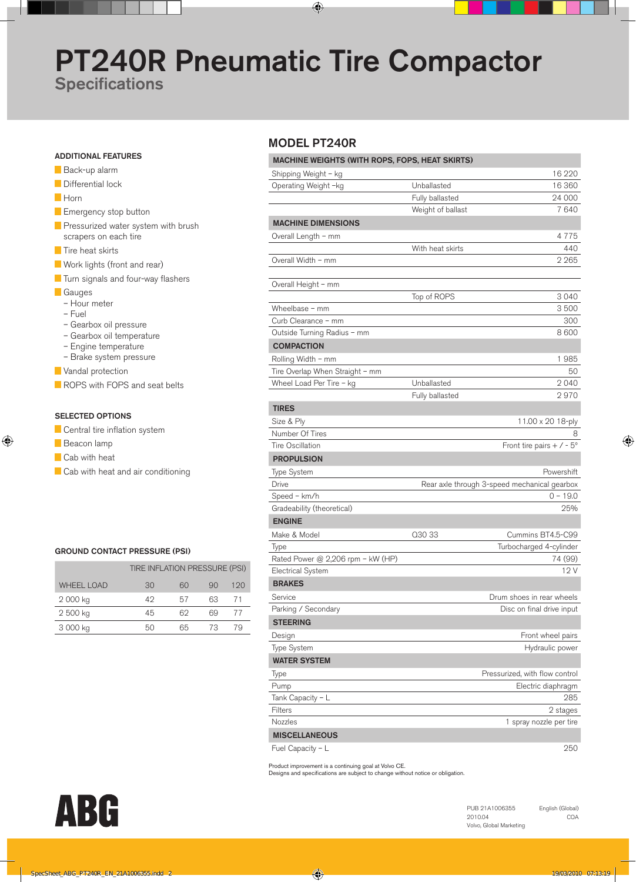# PT240R Pneumatic Tire Compactor

## Specifications

### ADDITIONAL FEATURES

- Back-up alarm
- Differential lock
- Horn
- Emergency stop button
- Pressurized water system with brush scrapers on each tire
- Tire heat skirts
- Work lights (front and rear)
- Turn signals and four-way flashers
- Gauges
  - Hour meter
  - Fuel
  - Gearbox oil pressure
  - Gearbox oil temperature
  - Engine temperature
  - Brake system pressure
- Vandal protection
- ROPS with FOPS and seat belts

### SELECTED OPTIONS

- Central tire inflation system
- Beacon lamp
- Cab with heat
- Cab with heat and air conditioning

### GROUND CONTACT PRESSURE (PSI)

| | TIRE INFLATION PRESSURE (PSI) | | | |
|---|---|---|---|---|
| WHEEL LOAD | 30 | 60 | 90 | 120 |
| 2 000 kg | 42 | 57 | 63 | 71 |
| 2 500 kg | 45 | 62 | 69 | 77 |
| 3 000 kg | 50 | 65 | 73 | 79 |

## MODEL PT240R

| MACHINE WEIGHTS (WITH ROPS, FOPS, HEAT SKIRTS) | | |
|---|---|---|
| Shipping Weight – kg | | 16 220 |
| Operating Weight –kg | Unballasted | 16 360 |
| | Fully ballasted | 24 000 |
| | Weight of ballast | 7 640 |
| **MACHINE DIMENSIONS** | | |
| Overall Length – mm | | 4 775 |
| | With heat skirts | 440 |
| Overall Width – mm | | 2 265 |
| Overall Height – mm | | |
| | Top of ROPS | 3 040 |
| Wheelbase – mm | | 3 500 |
| Curb Clearance – mm | | 300 |
| Outside Turning Radius – mm | | 8 600 |
| **COMPACTION** | | |
| Rolling Width – mm | | 1 985 |
| Tire Overlap When Straight – mm | | 50 |
| Wheel Load Per Tire – kg | Unballasted | 2 040 |
| | Fully ballasted | 2 970 |
| **TIRES** | | |
| Size & Ply | | 11.00 x 20 18-ply |
| Number Of Tires | | 8 |
| Tire Oscillation | | Front tire pairs + / - 5° |
| **PROPULSION** | | |
| Type System | | Powershift |
| Drive | | Rear axle through 3-speed mechanical gearbox |
| Speed – km/h | | 0 – 19.0 |
| Gradeability (theoretical) | | 25% |
| **ENGINE** | | |
| Make & Model | Q30 33 | Cummins BT4.5-C99 |
| Type | | Turbocharged 4-cylinder |
| Rated Power @ 2,206 rpm – kW (HP) | | 74 (99) |
| Electrical System | | 12 V |
| **BRAKES** | | |
| Service | | Drum shoes in rear wheels |
| Parking / Secondary | | Disc on final drive input |
| **STEERING** | | |
| Design | | Front wheel pairs |
| Type System | | Hydraulic power |
| **WATER SYSTEM** | | |
| Type | | Pressurized, with flow control |
| Pump | | Electric diaphragm |
| Tank Capacity – L | | 285 |
| Filters | | 2 stages |
| Nozzles | | 1 spray nozzle per tire |
| **MISCELLANEOUS** | | |
| Fuel Capacity – L | | 250 |

Product improvement is a continuing goal at Volvo CE.
Designs and specifications are subject to change without notice or obligation.

ABG

PUB 21A1006355 English (Global)
2010.04 COA
Volvo, Global Marketing